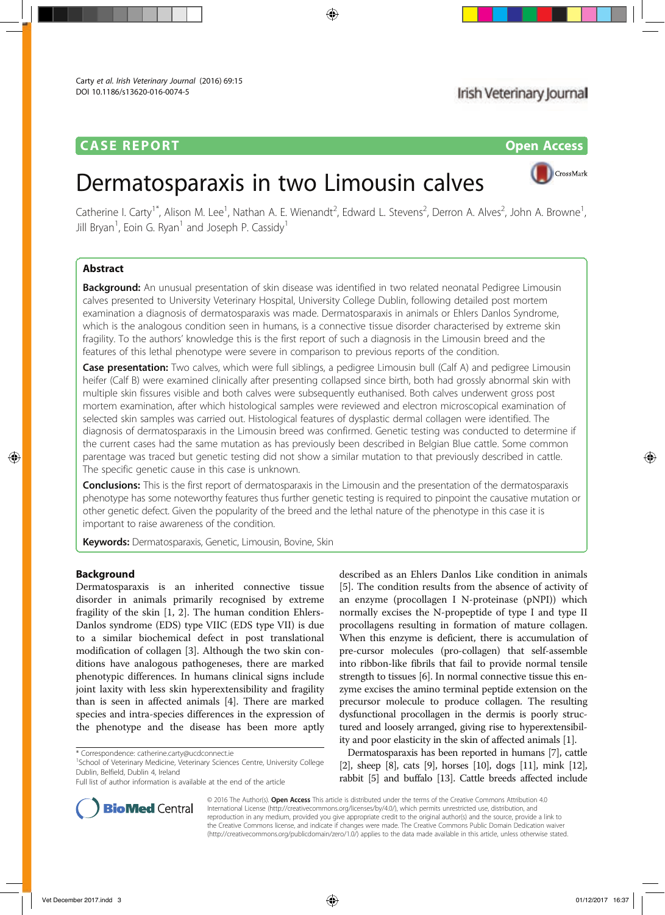CASE REPORT **Open Access**

# Dermatosparaxis in two Limousin calves

Catherine I. Carty[1*], Alison M. Lee[1], Nathan A. E. Wienandt[2], Edward L. Stevens[2], Derron A. Alves[2], John A. Browne[1], Jill Bryan[1], Eoin G. Ryan[1] and Joseph P. Cassidy[1]

## Abstract

**Background:** An unusual presentation of skin disease was identified in two related neonatal Pedigree Limousin calves presented to University Veterinary Hospital, University College Dublin, following detailed post mortem examination a diagnosis of dermatosparaxis was made. Dermatosparaxis in animals or Ehlers Danlos Syndrome, which is the analogous condition seen in humans, is a connective tissue disorder characterised by extreme skin fragility. To the authors' knowledge this is the first report of such a diagnosis in the Limousin breed and the features of this lethal phenotype were severe in comparison to previous reports of the condition.

**Case presentation:** Two calves, which were full siblings, a pedigree Limousin bull (Calf A) and pedigree Limousin heifer (Calf B) were examined clinically after presenting collapsed since birth, both had grossly abnormal skin with multiple skin fissures visible and both calves were subsequently euthanised. Both calves underwent gross post mortem examination, after which histological samples were reviewed and electron microscopical examination of selected skin samples was carried out. Histological features of dysplastic dermal collagen were identified. The diagnosis of dermatosparaxis in the Limousin breed was confirmed. Genetic testing was conducted to determine if the current cases had the same mutation as has previously been described in Belgian Blue cattle. Some common parentage was traced but genetic testing did not show a similar mutation to that previously described in cattle. The specific genetic cause in this case is unknown.

**Conclusions:** This is the first report of dermatosparaxis in the Limousin and the presentation of the dermatosparaxis phenotype has some noteworthy features thus further genetic testing is required to pinpoint the causative mutation or other genetic defect. Given the popularity of the breed and the lethal nature of the phenotype in this case it is important to raise awareness of the condition.

**Keywords:** Dermatosparaxis, Genetic, Limousin, Bovine, Skin

## Background

Dermatosparaxis is an inherited connective tissue disorder in animals primarily recognised by extreme fragility of the skin [1, 2]. The human condition Ehlers-Danlos syndrome (EDS) type VIIC (EDS type VII) is due to a similar biochemical defect in post translational modification of collagen [3]. Although the two skin conditions have analogous pathogeneses, there are marked phenotypic differences. In humans clinical signs include joint laxity with less skin hyperextensibility and fragility than is seen in affected animals [4]. There are marked species and intra-species differences in the expression of the phenotype and the disease has been more aptly described as an Ehlers Danlos Like condition in animals [5]. The condition results from the absence of activity of an enzyme (procollagen I N-proteinase (pNPI)) which normally excises the N-propeptide of type I and type II procollagens resulting in formation of mature collagen. When this enzyme is deficient, there is accumulation of pre-cursor molecules (pro-collagen) that self-assemble into ribbon-like fibrils that fail to provide normal tensile strength to tissues [6]. In normal connective tissue this enzyme excises the amino terminal peptide extension on the precursor molecule to produce collagen. The resulting dysfunctional procollagen in the dermis is poorly structured and loosely arranged, giving rise to hyperextensibility and poor elasticity in the skin of affected animals [1].

Dermatosparaxis has been reported in humans [7], cattle [2], sheep [8], cats [9], horses [10], dogs [11], mink [12], rabbit [5] and buffalo [13]. Cattle breeds affected include

* Correspondence: catherine.carty@ucdconnect.ie

[1]School of Veterinary Medicine, Veterinary Sciences Centre, University College Dublin, Belfield, Dublin 4, Ireland

Full list of author information is available at the end of the article

© 2016 The Author(s). **Open Access** This article is distributed under the terms of the Creative Commons Attribution 4.0 International License (http://creativecommons.org/licenses/by/4.0/), which permits unrestricted use, distribution, and reproduction in any medium, provided you give appropriate credit to the original author(s) and the source, provide a link to the Creative Commons license, and indicate if changes were made. The Creative Commons Public Domain Dedication waiver (http://creativecommons.org/publicdomain/zero/1.0/) applies to the data made available in this article, unless otherwise stated.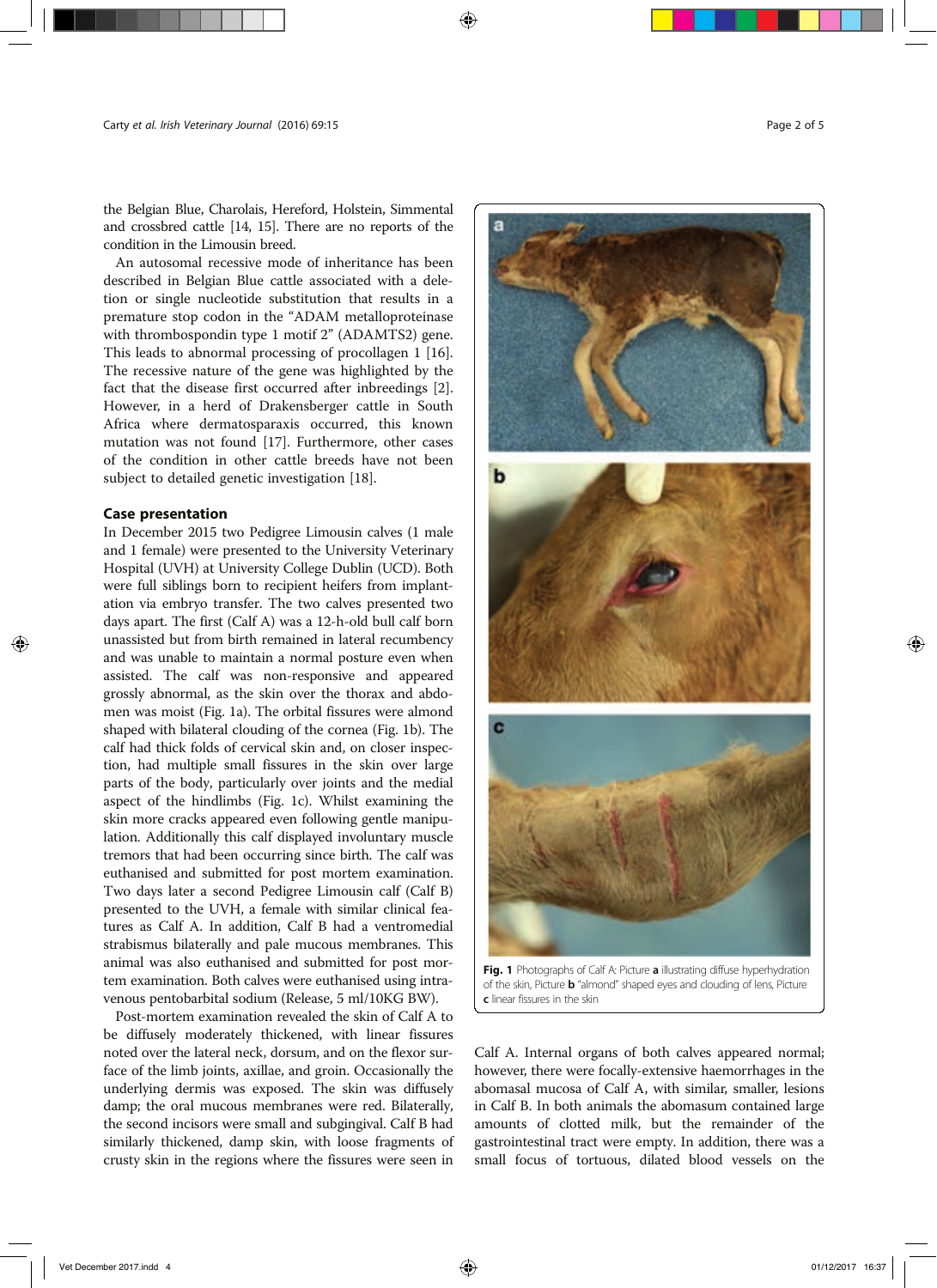the Belgian Blue, Charolais, Hereford, Holstein, Simmental and crossbred cattle [14, 15]. There are no reports of the condition in the Limousin breed.

An autosomal recessive mode of inheritance has been described in Belgian Blue cattle associated with a deletion or single nucleotide substitution that results in a premature stop codon in the "ADAM metalloproteinase with thrombospondin type 1 motif 2" (ADAMTS2) gene. This leads to abnormal processing of procollagen 1 [16]. The recessive nature of the gene was highlighted by the fact that the disease first occurred after inbreedings [2]. However, in a herd of Drakensberger cattle in South Africa where dermatosparaxis occurred, this known mutation was not found [17]. Furthermore, other cases of the condition in other cattle breeds have not been subject to detailed genetic investigation [18].

## Case presentation

In December 2015 two Pedigree Limousin calves (1 male and 1 female) were presented to the University Veterinary Hospital (UVH) at University College Dublin (UCD). Both were full siblings born to recipient heifers from implantation via embryo transfer. The two calves presented two days apart. The first (Calf A) was a 12-h-old bull calf born unassisted but from birth remained in lateral recumbency and was unable to maintain a normal posture even when assisted. The calf was non-responsive and appeared grossly abnormal, as the skin over the thorax and abdomen was moist (Fig. 1a). The orbital fissures were almond shaped with bilateral clouding of the cornea (Fig. 1b). The calf had thick folds of cervical skin and, on closer inspection, had multiple small fissures in the skin over large parts of the body, particularly over joints and the medial aspect of the hindlimbs (Fig. 1c). Whilst examining the skin more cracks appeared even following gentle manipulation. Additionally this calf displayed involuntary muscle tremors that had been occurring since birth. The calf was euthanised and submitted for post mortem examination. Two days later a second Pedigree Limousin calf (Calf B) presented to the UVH, a female with similar clinical features as Calf A. In addition, Calf B had a ventromedial strabismus bilaterally and pale mucous membranes. This animal was also euthanised and submitted for post mortem examination. Both calves were euthanised using intravenous pentobarbital sodium (Release, 5 ml/10KG BW).

Post-mortem examination revealed the skin of Calf A to be diffusely moderately thickened, with linear fissures noted over the lateral neck, dorsum, and on the flexor surface of the limb joints, axillae, and groin. Occasionally the underlying dermis was exposed. The skin was diffusely damp; the oral mucous membranes were red. Bilaterally, the second incisors were small and subgingival. Calf B had similarly thickened, damp skin, with loose fragments of crusty skin in the regions where the fissures were seen in Calf A. Internal organs of both calves appeared normal; however, there were focally-extensive haemorrhages in the abomasal mucosa of Calf A, with similar, smaller, lesions in Calf B. In both animals the abomasum contained large amounts of clotted milk, but the remainder of the gastrointestinal tract were empty. In addition, there was a small focus of tortuous, dilated blood vessels on the

**Fig. 1** Photographs of Calf A: Picture **a** illustrating diffuse hyperhydration of the skin, Picture **b** "almond" shaped eyes and clouding of lens, Picture **c** linear fissures in the skin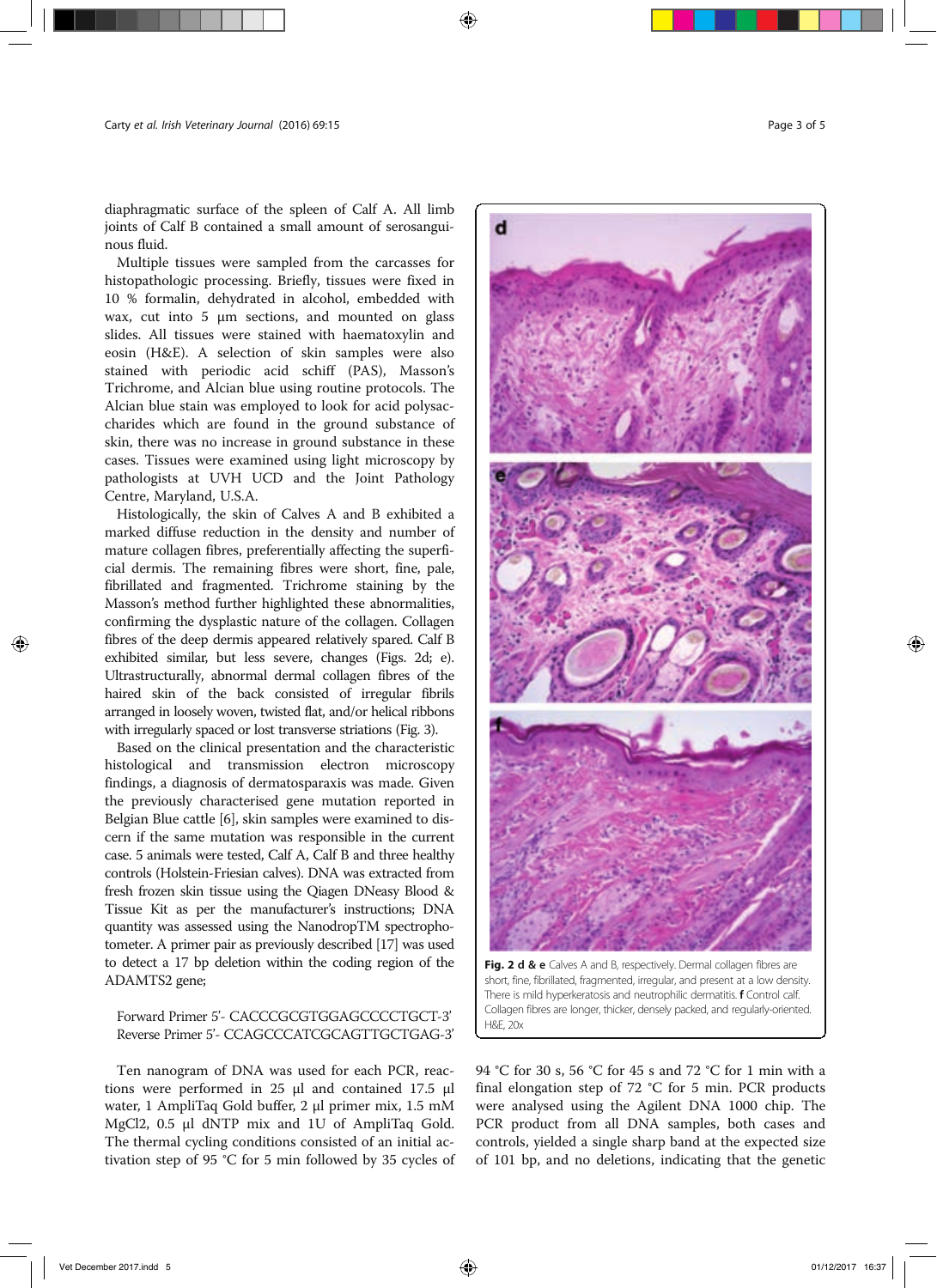diaphragmatic surface of the spleen of Calf A. All limb joints of Calf B contained a small amount of serosanguinous fluid.

Multiple tissues were sampled from the carcasses for histopathologic processing. Briefly, tissues were fixed in 10 % formalin, dehydrated in alcohol, embedded with wax, cut into 5 μm sections, and mounted on glass slides. All tissues were stained with haematoxylin and eosin (H&E). A selection of skin samples were also stained with periodic acid schiff (PAS), Masson's Trichrome, and Alcian blue using routine protocols. The Alcian blue stain was employed to look for acid polysaccharides which are found in the ground substance of skin, there was no increase in ground substance in these cases. Tissues were examined using light microscopy by pathologists at UVH UCD and the Joint Pathology Centre, Maryland, U.S.A.

Histologically, the skin of Calves A and B exhibited a marked diffuse reduction in the density and number of mature collagen fibres, preferentially affecting the superficial dermis. The remaining fibres were short, fine, pale, fibrillated and fragmented. Trichrome staining by the Masson's method further highlighted these abnormalities, confirming the dysplastic nature of the collagen. Collagen fibres of the deep dermis appeared relatively spared. Calf B exhibited similar, but less severe, changes (Figs. 2d; e). Ultrastructurally, abnormal dermal collagen fibres of the haired skin of the back consisted of irregular fibrils arranged in loosely woven, twisted flat, and/or helical ribbons with irregularly spaced or lost transverse striations (Fig. 3).

Based on the clinical presentation and the characteristic histological and transmission electron microscopy findings, a diagnosis of dermatosparaxis was made. Given the previously characterised gene mutation reported in Belgian Blue cattle [6], skin samples were examined to discern if the same mutation was responsible in the current case. 5 animals were tested, Calf A, Calf B and three healthy controls (Holstein-Friesian calves). DNA was extracted from fresh frozen skin tissue using the Qiagen DNeasy Blood & Tissue Kit as per the manufacturer's instructions; DNA quantity was assessed using the NanodropTM spectrophotometer. A primer pair as previously described [17] was used to detect a 17 bp deletion within the coding region of the ADAMTS2 gene;

Forward Primer 5'- CACCCGCGTGGAGCCCCTGCT-3'
Reverse Primer 5'- CCAGCCCATCGCAGTTGCTGAG-3'

Ten nanogram of DNA was used for each PCR, reactions were performed in 25 μl and contained 17.5 μl water, 1 AmpliTaq Gold buffer, 2 μl primer mix, 1.5 mM $MgCl_2$, 0.5 μl dNTP mix and 1U of AmpliTaq Gold. The thermal cycling conditions consisted of an initial activation step of 95 °C for 5 min followed by 35 cycles of 94 °C for 30 s, 56 °C for 45 s and 72 °C for 1 min with a final elongation step of 72 °C for 5 min. PCR products were analysed using the Agilent DNA 1000 chip. The PCR product from all DNA samples, both cases and controls, yielded a single sharp band at the expected size of 101 bp, and no deletions, indicating that the genetic

**Fig. 2 d & e** Calves A and B, respectively. Dermal collagen fibres are short, fine, fibrillated, fragmented, irregular, and present at a low density. There is mild hyperkeratosis and neutrophilic dermatitis. **f** Control calf. Collagen fibres are longer, thicker, densely packed, and regularly-oriented. H&E, 20x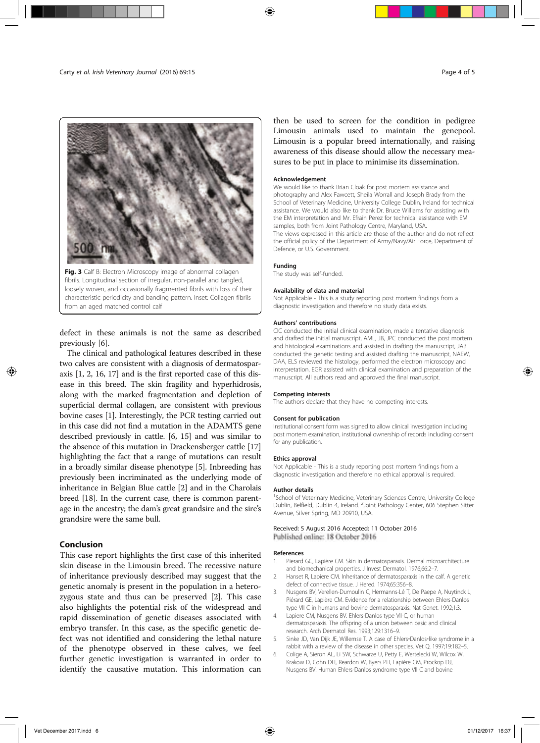Fig. 3 Calf B: Electron Microscopy image of abnormal collagen fibrils. Longitudinal section of irregular, non-parallel and tangled, loosely woven, and occasionally fragmented fibrils with loss of their characteristic periodicity and banding pattern. Inset: Collagen fibrils from an aged matched control calf

defect in these animals is not the same as described previously [6].

The clinical and pathological features described in these two calves are consistent with a diagnosis of dermatosparaxis [1, 2, 16, 17] and is the first reported case of this disease in this breed. The skin fragility and hyperhidrosis, along with the marked fragmentation and depletion of superficial dermal collagen, are consistent with previous bovine cases [1]. Interestingly, the PCR testing carried out in this case did not find a mutation in the ADAMTS gene described previously in cattle. [6, 15] and was similar to the absence of this mutation in Drackensberger cattle [17] highlighting the fact that a range of mutations can result in a broadly similar disease phenotype [5]. Inbreeding has previously been incriminated as the underlying mode of inheritance in Belgian Blue cattle [2] and in the Charolais breed [18]. In the current case, there is common parentage in the ancestry; the dam's great grandsire and the sire's grandsire were the same bull.

## Conclusion

This case report highlights the first case of this inherited skin disease in the Limousin breed. The recessive nature of inheritance previously described may suggest that the genetic anomaly is present in the population in a heterozygous state and thus can be preserved [2]. This case also highlights the potential risk of the widespread and rapid dissemination of genetic diseases associated with embryo transfer. In this case, as the specific genetic defect was not identified and considering the lethal nature of the phenotype observed in these calves, we feel further genetic investigation is warranted in order to identify the causative mutation. This information can then be used to screen for the condition in pedigree Limousin animals used to maintain the genepool. Limousin is a popular breed internationally, and raising awareness of this disease should allow the necessary measures to be put in place to minimise its dissemination.

### Acknowledgement

We would like to thank Brian Cloak for post mortem assistance and photography and Alex Fawcett, Sheila Worrall and Joseph Brady from the School of Veterinary Medicine, University College Dublin, Ireland for technical assistance. We would also like to thank Dr. Bruce Williams for assisting with the EM interpretation and Mr. Efrain Perez for technical assistance with EM samples, both from Joint Pathology Centre, Maryland, USA.

The views expressed in this article are those of the author and do not reflect the official policy of the Department of Army/Navy/Air Force, Department of Defence, or U.S. Government.

### Funding

The study was self-funded.

### Availability of data and material

Not Applicable - This is a study reporting post mortem findings from a diagnostic investigation and therefore no study data exists.

### Authors' contributions

CIC conducted the initial clinical examination, made a tentative diagnosis and drafted the initial manuscript, AML, JB, JPC conducted the post mortem and histological examinations and assisted in drafting the manuscript, JAB conducted the genetic testing and assisted drafting the manuscript, NAEW, DAA, ELS reviewed the histology, performed the electron microscopy and interpretation, EGR assisted with clinical examination and preparation of the manuscript. All authors read and approved the final manuscript.

### Competing interests

The authors declare that they have no competing interests.

### Consent for publication

Institutional consent form was signed to allow clinical investigation including post mortem examination, institutional ownership of records including consent for any publication.

### Ethics approval

Not Applicable - This is a study reporting post mortem findings from a diagnostic investigation and therefore no ethical approval is required.

### Author details

[1]School of Veterinary Medicine, Veterinary Sciences Centre, University College Dublin, Belfield, Dublin 4, Ireland. [2]Joint Pathology Center, 606 Stephen Sitter Avenue, Silver Spring, MD 20910, USA.

Received: 5 August 2016 Accepted: 11 October 2016
Published online: 18 October 2016

### References

1. Pierard GC, Lapière CM. Skin in dermatosparaxis. Dermal microarchitecture and biomechanical properties. J Invest Dermatol. 1976;66:2–7.
2. Hanset R, Lapiere CM. Inheritance of dermatosparaxis in the calf. A genetic defect of connective tissue. J Hered. 1974;65:356–8.
3. Nusgens BV, Verellen-Dumoulin C, Hermanns-Lê T, De Paepe A, Nuytinck L, Piérard GE, Lapière CM. Evidence for a relationship between Ehlers-Danlos type VII C in humans and bovine dermatosparaxis. Nat Genet. 1992;1:3.
4. Lapiere CM, Nusgens BV. Ehlers-Danlos type VII-C, or human dermatosparaxis. The offspring of a union between basic and clinical research. Arch Dermatol Res. 1993;129:1316–9.
5. Sinke JD, Van Dijk JE, Willemse T. A case of Ehlers-Danlos-like syndrome in a rabbit with a review of the disease in other species. Vet Q. 1997;19:182–5.
6. Colige A, Sieron AL, Li SW, Schwarze U, Petty E, Wertelecki W, Wilcox W, Krakow D, Cohn DH, Reardon W, Byers PH, Lapière CM, Prockop DJ, Nusgens BV. Human Ehlers-Danlos syndrome type VII C and bovine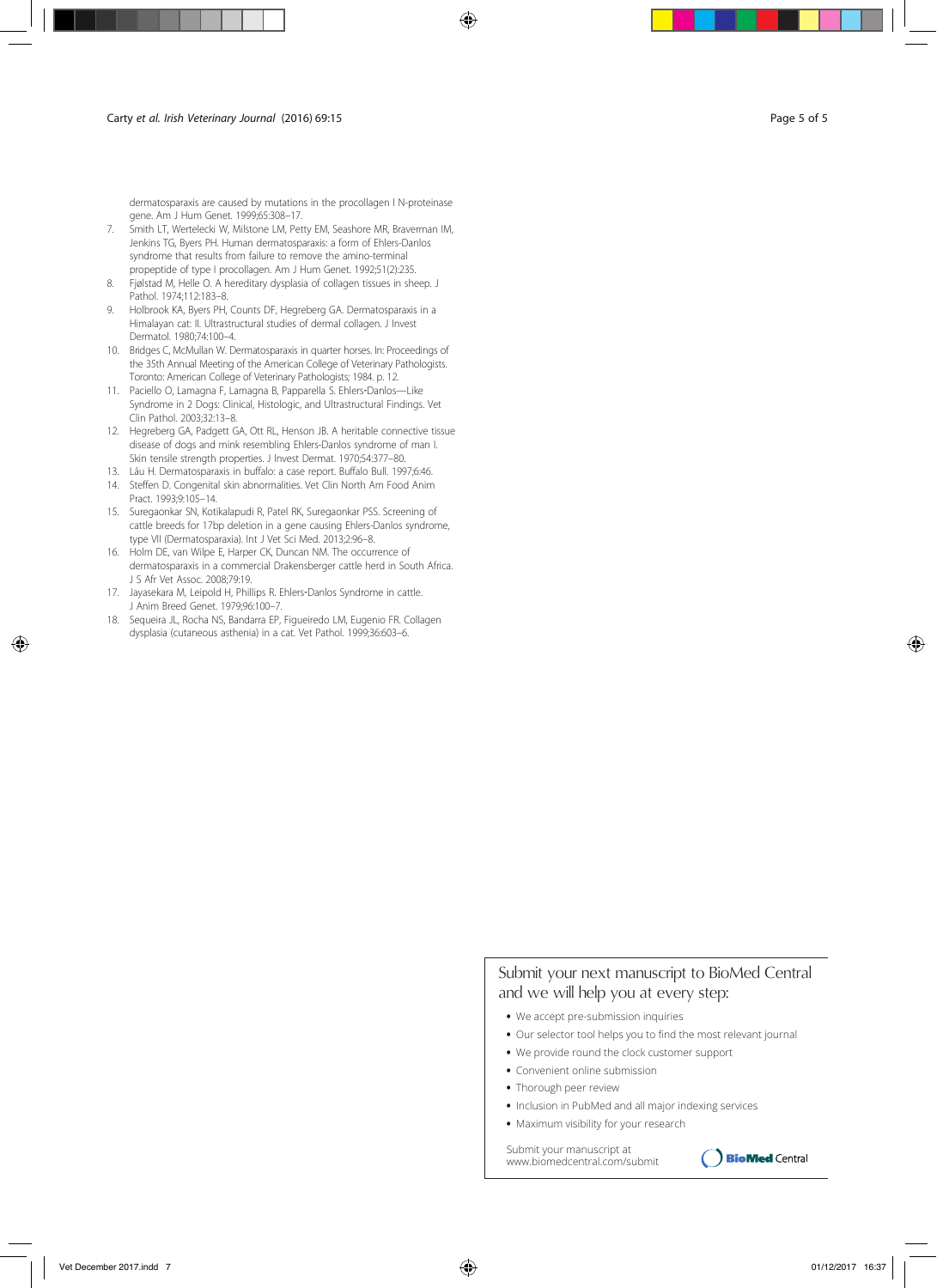dermatosparaxis are caused by mutations in the procollagen I N-proteinase gene. Am J Hum Genet. 1999;65:308–17.

7. Smith LT, Wertelecki W, Milstone LM, Petty EM, Seashore MR, Braverman IM, Jenkins TG, Byers PH. Human dermatosparaxis: a form of Ehlers-Danlos syndrome that results from failure to remove the amino-terminal propeptide of type I procollagen. Am J Hum Genet. 1992;51(2):235.
8. Fjølstad M, Helle O. A hereditary dysplasia of collagen tissues in sheep. J Pathol. 1974;112:183–8.
9. Holbrook KA, Byers PH, Counts DF, Hegreberg GA. Dermatosparaxis in a Himalayan cat: II. Ultrastructural studies of dermal collagen. J Invest Dermatol. 1980;74:100–4.
10. Bridges C, McMullan W. Dermatosparaxis in quarter horses. In: Proceedings of the 35th Annual Meeting of the American College of Veterinary Pathologists. Toronto: American College of Veterinary Pathologists; 1984. p. 12.
11. Paciello O, Lamagna F, Lamagna B, Papparella S. Ehlers-Danlos—Like Syndrome in 2 Dogs: Clinical, Histologic, and Ultrastructural Findings. Vet Clin Pathol. 2003;32:13–8.
12. Hegreberg GA, Padgett GA, Ott RL, Henson JB. A heritable connective tissue disease of dogs and mink resembling Ehlers-Danlos syndrome of man I. Skin tensile strength properties. J Invest Dermat. 1970;54:377–80.
13. Láu H. Dermatosparaxis in buffalo: a case report. Buffalo Bull. 1997;6:46.
14. Steffen D. Congenital skin abnormalities. Vet Clin North Am Food Anim Pract. 1993;9:105–14.
15. Suregaonkar SN, Kotikalapudi R, Patel RK, Suregaonkar PSS. Screening of cattle breeds for 17bp deletion in a gene causing Ehlers-Danlos syndrome, type VII (Dermatosparaxia). Int J Vet Sci Med. 2013;2:96–8.
16. Holm DE, van Wilpe E, Harper CK, Duncan NM. The occurrence of dermatosparaxis in a commercial Drakensberger cattle herd in South Africa. J S Afr Vet Assoc. 2008;79:19.
17. Jayasekara M, Leipold H, Phillips R. Ehlers-Danlos Syndrome in cattle. J Anim Breed Genet. 1979;96:100–7.
18. Sequeira JL, Rocha NS, Bandarra EP, Figueiredo LM, Eugenio FR. Collagen dysplasia (cutaneous asthenia) in a cat. Vet Pathol. 1999;36:603–6.

Submit your next manuscript to BioMed Central and we will help you at every step:

- We accept pre-submission inquiries
- Our selector tool helps you to find the most relevant journal
- We provide round the clock customer support
- Convenient online submission
- Thorough peer review
- Inclusion in PubMed and all major indexing services
- Maximum visibility for your research

Submit your manuscript at www.biomedcentral.com/submit

BioMed Central